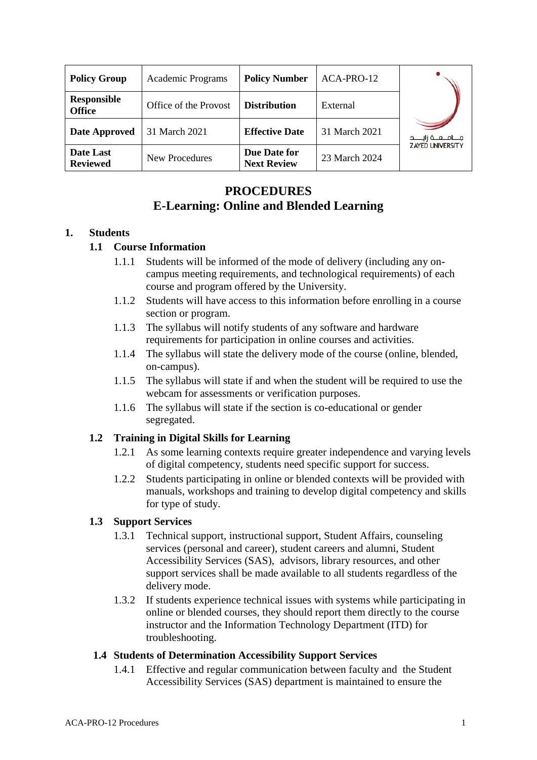| Policy Group | Academic Programs | Policy Number | ACA-PRO-12 |
|---|---|---|---|
| Responsible Office | Office of the Provost | Distribution | External |
| Date Approved | 31 March 2021 | Effective Date | 31 March 2021 |
| Date Last Reviewed | New Procedures | Due Date for Next Review | 23 March 2024 |

# PROCEDURES
# E-Learning: Online and Blended Learning

## 1. Students

### 1.1 Course Information

1.1.1 Students will be informed of the mode of delivery (including any on-campus meeting requirements, and technological requirements) of each course and program offered by the University.

1.1.2 Students will have access to this information before enrolling in a course section or program.

1.1.3 The syllabus will notify students of any software and hardware requirements for participation in online courses and activities.

1.1.4 The syllabus will state the delivery mode of the course (online, blended, on-campus).

1.1.5 The syllabus will state if and when the student will be required to use the webcam for assessments or verification purposes.

1.1.6 The syllabus will state if the section is co-educational or gender segregated.

### 1.2 Training in Digital Skills for Learning

1.2.1 As some learning contexts require greater independence and varying levels of digital competency, students need specific support for success.

1.2.2 Students participating in online or blended contexts will be provided with manuals, workshops and training to develop digital competency and skills for type of study.

### 1.3 Support Services

1.3.1 Technical support, instructional support, Student Affairs, counseling services (personal and career), student careers and alumni, Student Accessibility Services (SAS), advisors, library resources, and other support services shall be made available to all students regardless of the delivery mode.

1.3.2 If students experience technical issues with systems while participating in online or blended courses, they should report them directly to the course instructor and the Information Technology Department (ITD) for troubleshooting.

### 1.4 Students of Determination Accessibility Support Services

1.4.1 Effective and regular communication between faculty and the Student Accessibility Services (SAS) department is maintained to ensure the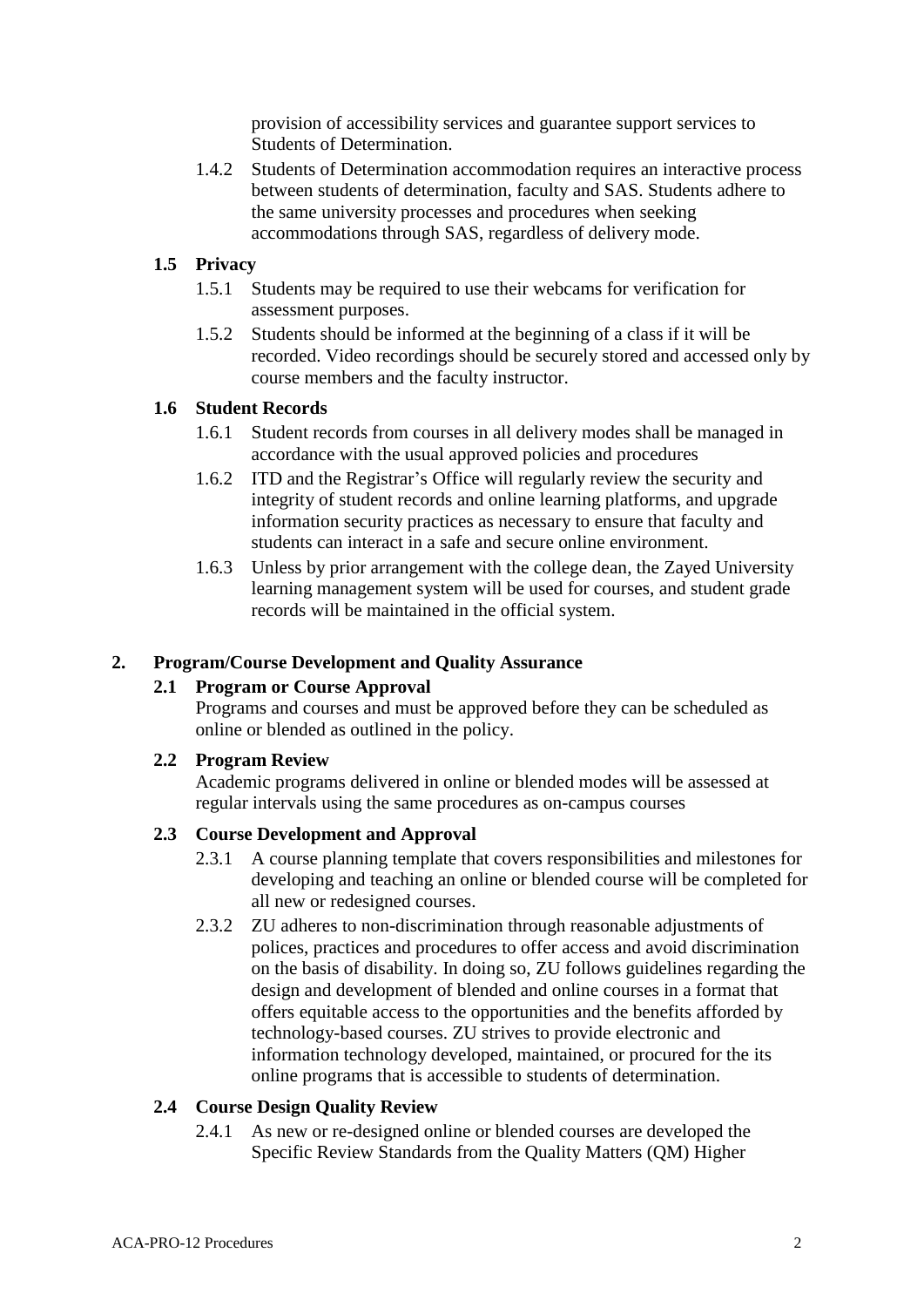provision of accessibility services and guarantee support services to Students of Determination.

1.4.2 Students of Determination accommodation requires an interactive process between students of determination, faculty and SAS. Students adhere to the same university processes and procedures when seeking accommodations through SAS, regardless of delivery mode.

### 1.5 Privacy

1.5.1 Students may be required to use their webcams for verification for assessment purposes.

1.5.2 Students should be informed at the beginning of a class if it will be recorded. Video recordings should be securely stored and accessed only by course members and the faculty instructor.

### 1.6 Student Records

1.6.1 Student records from courses in all delivery modes shall be managed in accordance with the usual approved policies and procedures

1.6.2 ITD and the Registrar's Office will regularly review the security and integrity of student records and online learning platforms, and upgrade information security practices as necessary to ensure that faculty and students can interact in a safe and secure online environment.

1.6.3 Unless by prior arrangement with the college dean, the Zayed University learning management system will be used for courses, and student grade records will be maintained in the official system.

## 2. Program/Course Development and Quality Assurance

### 2.1 Program or Course Approval

Programs and courses and must be approved before they can be scheduled as online or blended as outlined in the policy.

### 2.2 Program Review

Academic programs delivered in online or blended modes will be assessed at regular intervals using the same procedures as on-campus courses

### 2.3 Course Development and Approval

2.3.1 A course planning template that covers responsibilities and milestones for developing and teaching an online or blended course will be completed for all new or redesigned courses.

2.3.2 ZU adheres to non-discrimination through reasonable adjustments of polices, practices and procedures to offer access and avoid discrimination on the basis of disability. In doing so, ZU follows guidelines regarding the design and development of blended and online courses in a format that offers equitable access to the opportunities and the benefits afforded by technology-based courses. ZU strives to provide electronic and information technology developed, maintained, or procured for the its online programs that is accessible to students of determination.

### 2.4 Course Design Quality Review

2.4.1 As new or re-designed online or blended courses are developed the Specific Review Standards from the Quality Matters (QM) Higher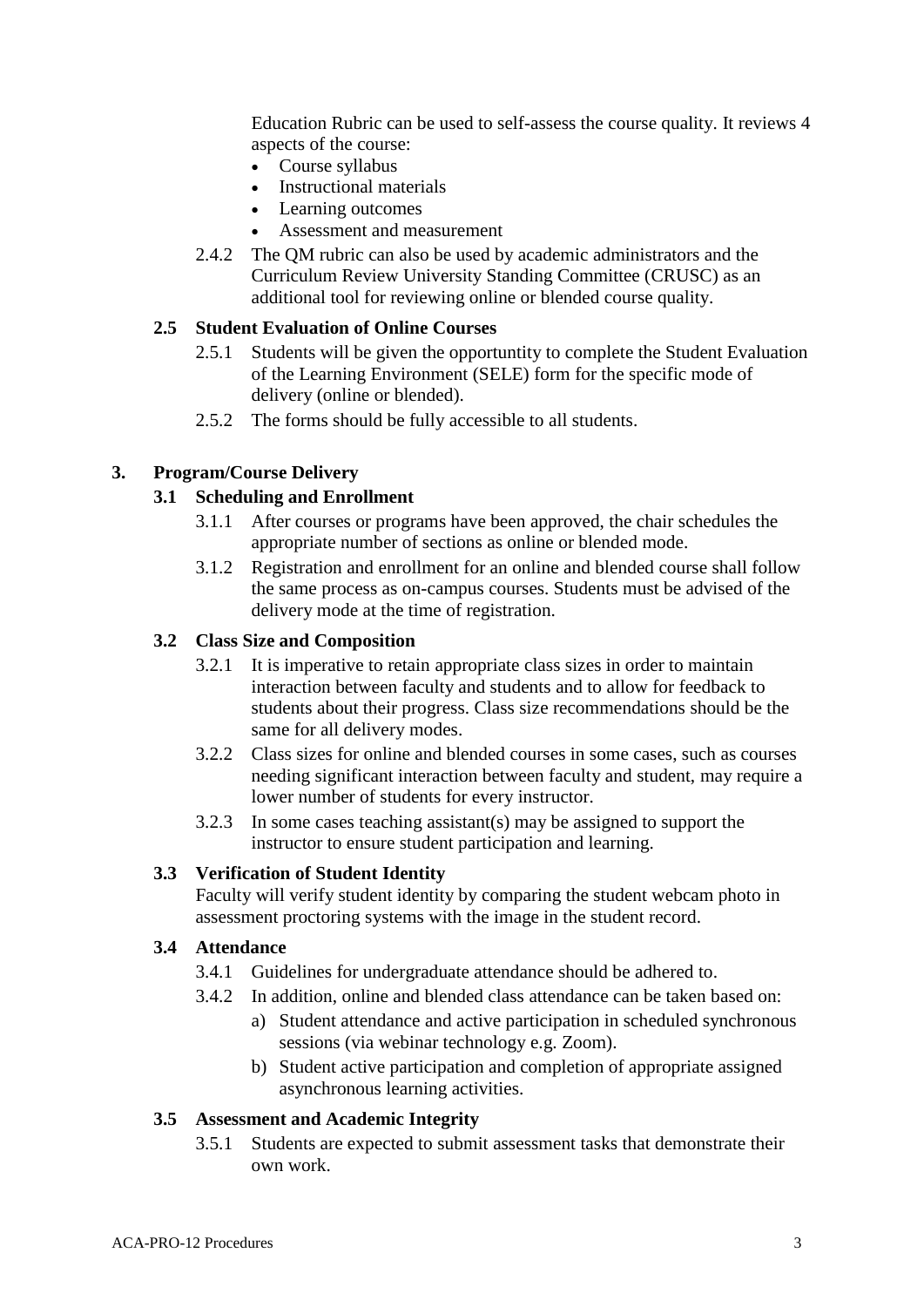Education Rubric can be used to self-assess the course quality. It reviews 4 aspects of the course:

- Course syllabus
- Instructional materials
- Learning outcomes
- Assessment and measurement

2.4.2 The QM rubric can also be used by academic administrators and the Curriculum Review University Standing Committee (CRUSC) as an additional tool for reviewing online or blended course quality.

### 2.5 Student Evaluation of Online Courses

2.5.1 Students will be given the opportuntity to complete the Student Evaluation of the Learning Environment (SELE) form for the specific mode of delivery (online or blended).

2.5.2 The forms should be fully accessible to all students.

## 3. Program/Course Delivery

### 3.1 Scheduling and Enrollment

3.1.1 After courses or programs have been approved, the chair schedules the appropriate number of sections as online or blended mode.

3.1.2 Registration and enrollment for an online and blended course shall follow the same process as on-campus courses. Students must be advised of the delivery mode at the time of registration.

### 3.2 Class Size and Composition

3.2.1 It is imperative to retain appropriate class sizes in order to maintain interaction between faculty and students and to allow for feedback to students about their progress. Class size recommendations should be the same for all delivery modes.

3.2.2 Class sizes for online and blended courses in some cases, such as courses needing significant interaction between faculty and student, may require a lower number of students for every instructor.

3.2.3 In some cases teaching assistant(s) may be assigned to support the instructor to ensure student participation and learning.

### 3.3 Verification of Student Identity

Faculty will verify student identity by comparing the student webcam photo in assessment proctoring systems with the image in the student record.

### 3.4 Attendance

3.4.1 Guidelines for undergraduate attendance should be adhered to.

3.4.2 In addition, online and blended class attendance can be taken based on:

a) Student attendance and active participation in scheduled synchronous sessions (via webinar technology e.g. Zoom).

b) Student active participation and completion of appropriate assigned asynchronous learning activities.

### 3.5 Assessment and Academic Integrity

3.5.1 Students are expected to submit assessment tasks that demonstrate their own work.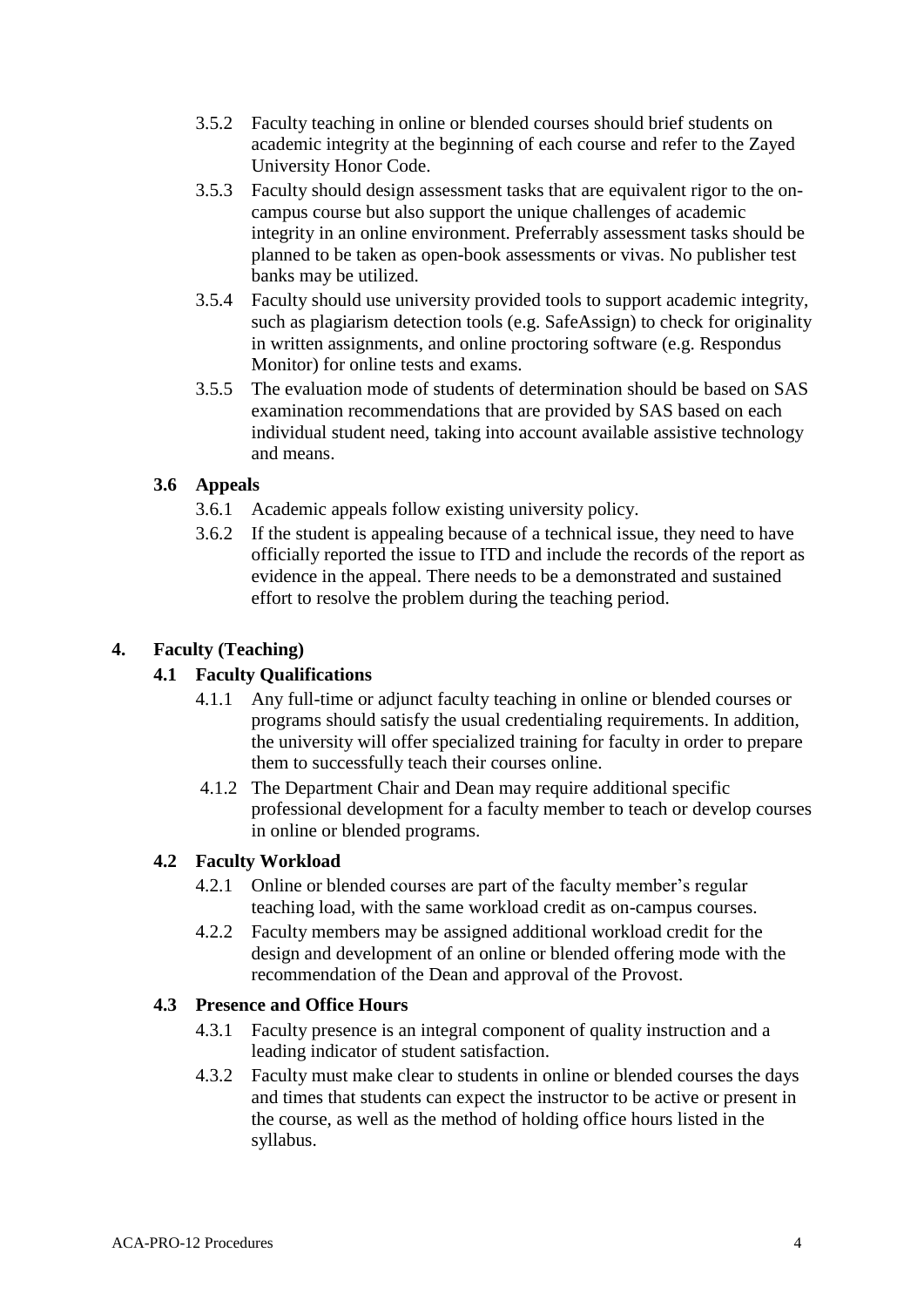3.5.2 Faculty teaching in online or blended courses should brief students on academic integrity at the beginning of each course and refer to the Zayed University Honor Code.

3.5.3 Faculty should design assessment tasks that are equivalent rigor to the on-campus course but also support the unique challenges of academic integrity in an online environment. Preferrably assessment tasks should be planned to be taken as open-book assessments or vivas. No publisher test banks may be utilized.

3.5.4 Faculty should use university provided tools to support academic integrity, such as plagiarism detection tools (e.g. SafeAssign) to check for originality in written assignments, and online proctoring software (e.g. Respondus Monitor) for online tests and exams.

3.5.5 The evaluation mode of students of determination should be based on SAS examination recommendations that are provided by SAS based on each individual student need, taking into account available assistive technology and means.

### 3.6 Appeals

3.6.1 Academic appeals follow existing university policy.

3.6.2 If the student is appealing because of a technical issue, they need to have officially reported the issue to ITD and include the records of the report as evidence in the appeal. There needs to be a demonstrated and sustained effort to resolve the problem during the teaching period.

## 4. Faculty (Teaching)

### 4.1 Faculty Qualifications

4.1.1 Any full-time or adjunct faculty teaching in online or blended courses or programs should satisfy the usual credentialing requirements. In addition, the university will offer specialized training for faculty in order to prepare them to successfully teach their courses online.

4.1.2 The Department Chair and Dean may require additional specific professional development for a faculty member to teach or develop courses in online or blended programs.

### 4.2 Faculty Workload

4.2.1 Online or blended courses are part of the faculty member's regular teaching load, with the same workload credit as on-campus courses.

4.2.2 Faculty members may be assigned additional workload credit for the design and development of an online or blended offering mode with the recommendation of the Dean and approval of the Provost.

### 4.3 Presence and Office Hours

4.3.1 Faculty presence is an integral component of quality instruction and a leading indicator of student satisfaction.

4.3.2 Faculty must make clear to students in online or blended courses the days and times that students can expect the instructor to be active or present in the course, as well as the method of holding office hours listed in the syllabus.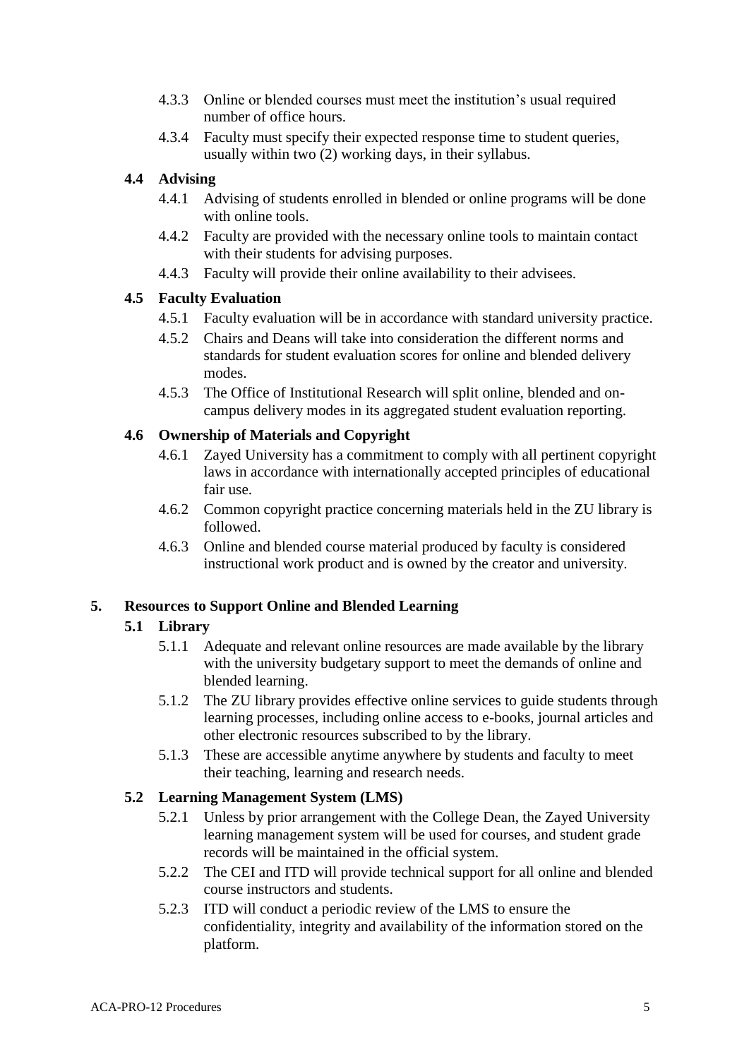4.3.3 Online or blended courses must meet the institution's usual required number of office hours.

4.3.4 Faculty must specify their expected response time to student queries, usually within two (2) working days, in their syllabus.

### 4.4 Advising

4.4.1 Advising of students enrolled in blended or online programs will be done with online tools.

4.4.2 Faculty are provided with the necessary online tools to maintain contact with their students for advising purposes.

4.4.3 Faculty will provide their online availability to their advisees.

### 4.5 Faculty Evaluation

4.5.1 Faculty evaluation will be in accordance with standard university practice.

4.5.2 Chairs and Deans will take into consideration the different norms and standards for student evaluation scores for online and blended delivery modes.

4.5.3 The Office of Institutional Research will split online, blended and on-campus delivery modes in its aggregated student evaluation reporting.

### 4.6 Ownership of Materials and Copyright

4.6.1 Zayed University has a commitment to comply with all pertinent copyright laws in accordance with internationally accepted principles of educational fair use.

4.6.2 Common copyright practice concerning materials held in the ZU library is followed.

4.6.3 Online and blended course material produced by faculty is considered instructional work product and is owned by the creator and university.

## 5. Resources to Support Online and Blended Learning

### 5.1 Library

5.1.1 Adequate and relevant online resources are made available by the library with the university budgetary support to meet the demands of online and blended learning.

5.1.2 The ZU library provides effective online services to guide students through learning processes, including online access to e-books, journal articles and other electronic resources subscribed to by the library.

5.1.3 These are accessible anytime anywhere by students and faculty to meet their teaching, learning and research needs.

### 5.2 Learning Management System (LMS)

5.2.1 Unless by prior arrangement with the College Dean, the Zayed University learning management system will be used for courses, and student grade records will be maintained in the official system.

5.2.2 The CEI and ITD will provide technical support for all online and blended course instructors and students.

5.2.3 ITD will conduct a periodic review of the LMS to ensure the confidentiality, integrity and availability of the information stored on the platform.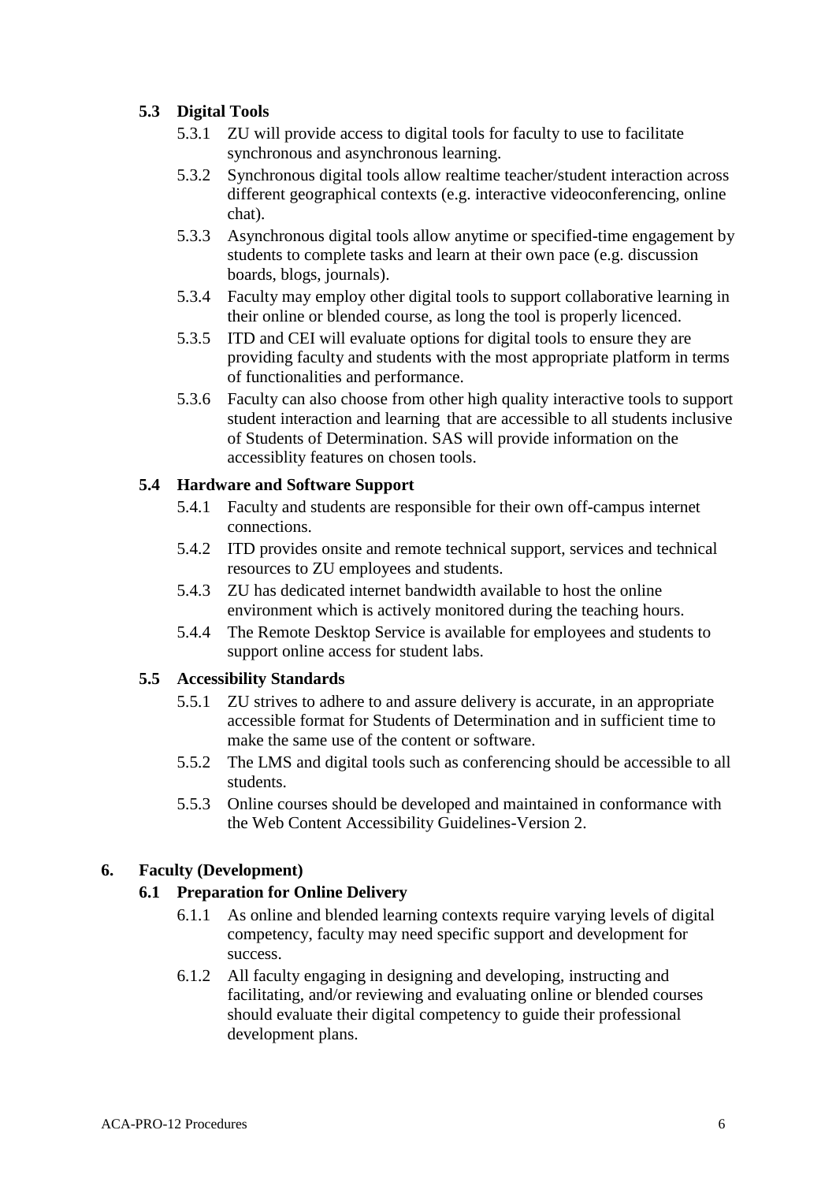### 5.3 Digital Tools

- 5.3.1 ZU will provide access to digital tools for faculty to use to facilitate synchronous and asynchronous learning.
- 5.3.2 Synchronous digital tools allow realtime teacher/student interaction across different geographical contexts (e.g. interactive videoconferencing, online chat).
- 5.3.3 Asynchronous digital tools allow anytime or specified-time engagement by students to complete tasks and learn at their own pace (e.g. discussion boards, blogs, journals).
- 5.3.4 Faculty may employ other digital tools to support collaborative learning in their online or blended course, as long the tool is properly licenced.
- 5.3.5 ITD and CEI will evaluate options for digital tools to ensure they are providing faculty and students with the most appropriate platform in terms of functionalities and performance.
- 5.3.6 Faculty can also choose from other high quality interactive tools to support student interaction and learning that are accessible to all students inclusive of Students of Determination. SAS will provide information on the accessiblity features on chosen tools.

### 5.4 Hardware and Software Support

- 5.4.1 Faculty and students are responsible for their own off-campus internet connections.
- 5.4.2 ITD provides onsite and remote technical support, services and technical resources to ZU employees and students.
- 5.4.3 ZU has dedicated internet bandwidth available to host the online environment which is actively monitored during the teaching hours.
- 5.4.4 The Remote Desktop Service is available for employees and students to support online access for student labs.

### 5.5 Accessibility Standards

- 5.5.1 ZU strives to adhere to and assure delivery is accurate, in an appropriate accessible format for Students of Determination and in sufficient time to make the same use of the content or software.
- 5.5.2 The LMS and digital tools such as conferencing should be accessible to all students.
- 5.5.3 Online courses should be developed and maintained in conformance with the Web Content Accessibility Guidelines-Version 2.

## 6. Faculty (Development)

### 6.1 Preparation for Online Delivery

- 6.1.1 As online and blended learning contexts require varying levels of digital competency, faculty may need specific support and development for success.
- 6.1.2 All faculty engaging in designing and developing, instructing and facilitating, and/or reviewing and evaluating online or blended courses should evaluate their digital competency to guide their professional development plans.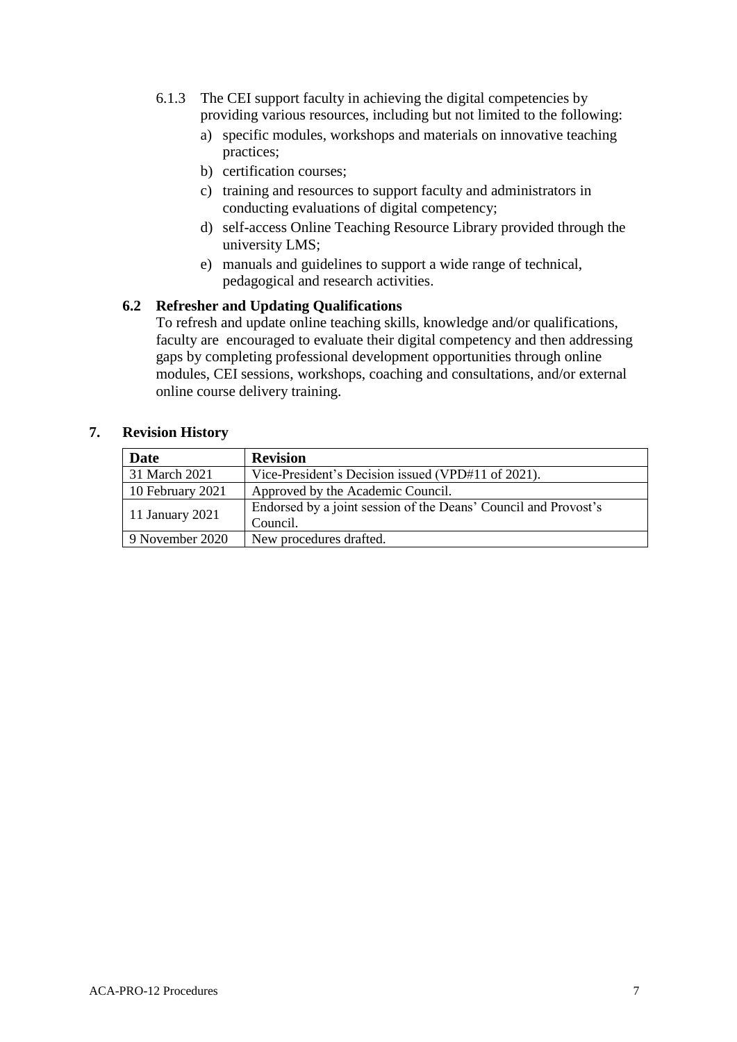6.1.3 The CEI support faculty in achieving the digital competencies by providing various resources, including but not limited to the following:

a) specific modules, workshops and materials on innovative teaching practices;
b) certification courses;
c) training and resources to support faculty and administrators in conducting evaluations of digital competency;
d) self-access Online Teaching Resource Library provided through the university LMS;
e) manuals and guidelines to support a wide range of technical, pedagogical and research activities.

### 6.2 Refresher and Updating Qualifications

To refresh and update online teaching skills, knowledge and/or qualifications, faculty are encouraged to evaluate their digital competency and then addressing gaps by completing professional development opportunities through online modules, CEI sessions, workshops, coaching and consultations, and/or external online course delivery training.

## 7. Revision History

| Date | Revision |
|---|---|
| 31 March 2021 | Vice-President's Decision issued (VPD#11 of 2021). |
| 10 February 2021 | Approved by the Academic Council. |
| 11 January 2021 | Endorsed by a joint session of the Deans' Council and Provost's Council. |
| 9 November 2020 | New procedures drafted. |